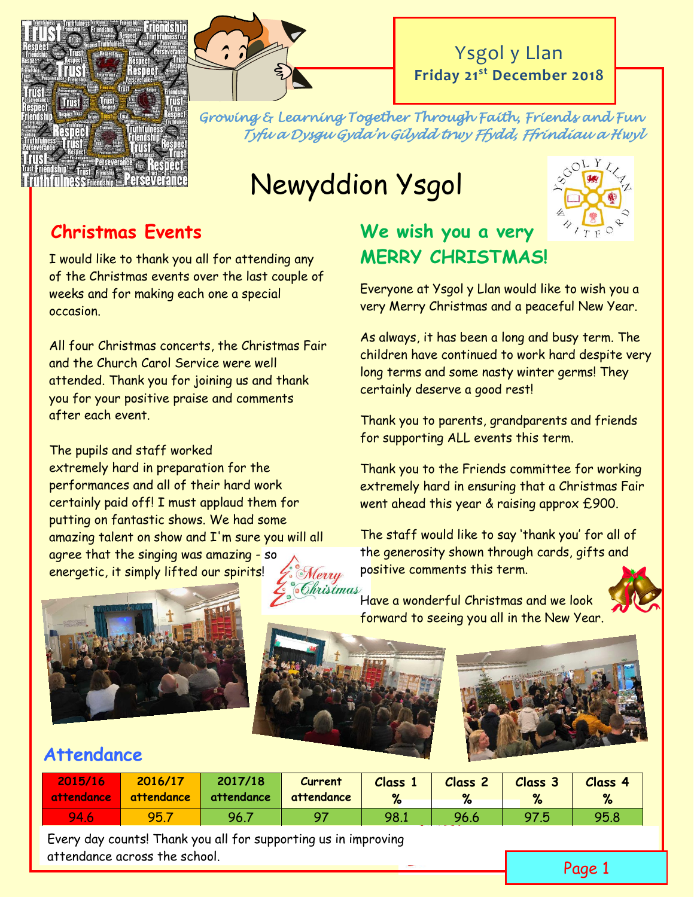Ysgol y Llan

**Friday 21st December 2018**

*Growing & Learning Together Through Faith, Friends and Fun*

*Tyfu a Dysgu Gyda'n Gilydd trwy Ffydd, Ffrindiau a Hwyl*

# Newyddion Ysgol

## Christmas Events

I would like to thank you all for attending any of the Christmas events over the last couple of weeks and for making each one a special occasion.

All four Christmas concerts, the Christmas Fair and the Church Carol Service were well attended. Thank you for joining us and thank you for your positive praise and comments after each event.

The pupils and staff worked extremely hard in preparation for the performances and all of their hard work certainly paid off! I must applaud them for putting on fantastic shows. We had some amazing talent on show and I'm sure you will all agree that the singing was amazing - so energetic, it simply lifted our spirits!

## We wish you a very MERRY CHRISTMAS!

Everyone at Ysgol y Llan would like to wish you a very Merry Christmas and a peaceful New Year.

As always, it has been a long and busy term. The children have continued to work hard despite very long terms and some nasty winter germs! They certainly deserve a good rest!

Thank you to parents, grandparents and friends for supporting ALL events this term.

Thank you to the Friends committee for working extremely hard in ensuring that a Christmas Fair went ahead this year & raising approx £900.

The staff would like to say 'thank you' for all of the generosity shown through cards, gifts and positive comments this term.

Have a wonderful Christmas and we look forward to seeing you all in the New Year.

## Attendance

| 2015/16 attendance | 2016/17 attendance | 2017/18 attendance | Current attendance | Class 1 % | Class 2 % | Class 3 % | Class 4 % |
|---|---|---|---|---|---|---|---|
| 94.6 | 95.7 | 96.7 | 97 | 98.1 | 96.6 | 97.5 | 95.8 |

Every day counts! Thank you all for supporting us in improving attendance across the school.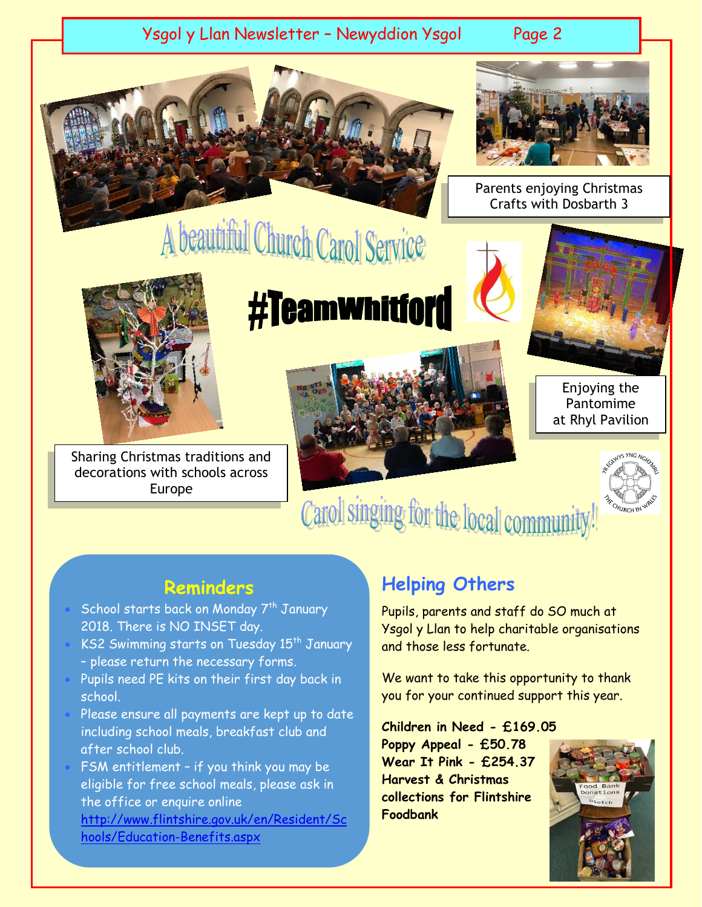# A beautiful Church Carol Service

Parents enjoying Christmas Crafts with Dosbarth 3

#TeamWhitford

Enjoying the Pantomime at Rhyl Pavilion

Sharing Christmas traditions and decorations with schools across Europe

# Carol singing for the local community!

## Reminders

- School starts back on Monday 7th January 2018. There is NO INSET day.
- KS2 Swimming starts on Tuesday 15th January – please return the necessary forms.
- Pupils need PE kits on their first day back in school.
- Please ensure all payments are kept up to date including school meals, breakfast club and after school club.
- FSM entitlement – if you think you may be eligible for free school meals, please ask in the office or enquire online http://www.flintshire.gov.uk/en/Resident/Schools/Education-Benefits.aspx

## Helping Others

Pupils, parents and staff do SO much at Ysgol y Llan to help charitable organisations and those less fortunate.

We want to take this opportunity to thank you for your continued support this year.

**Children in Need - £169.05**
**Poppy Appeal - £50.78**
**Wear It Pink - £254.37**
**Harvest & Christmas collections for Flintshire Foodbank**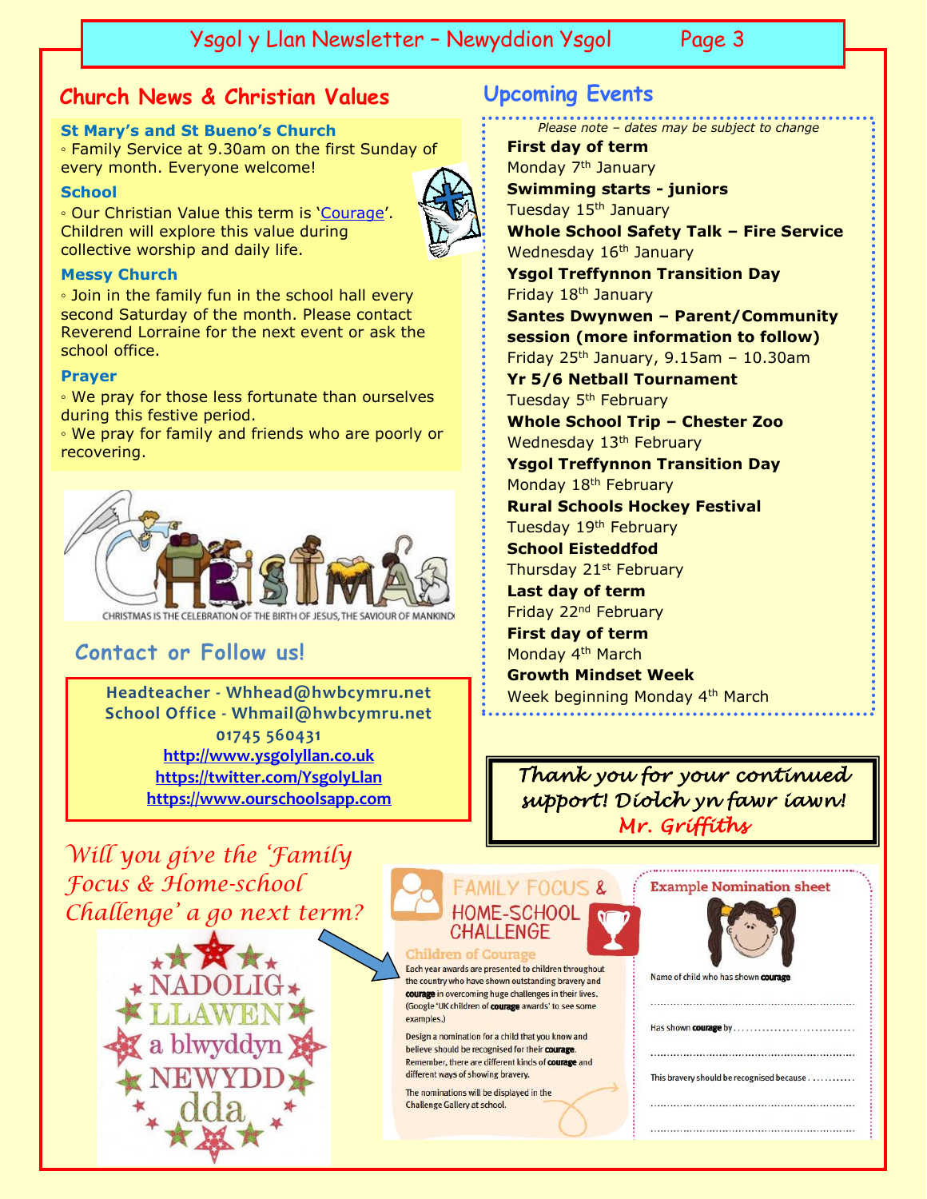## Church News & Christian Values

### St Mary's and St Bueno's Church

◦ Family Service at 9.30am on the first Sunday of every month. Everyone welcome!

### School

◦ Our Christian Value this term is 'Courage'. Children will explore this value during collective worship and daily life.

### Messy Church

◦ Join in the family fun in the school hall every second Saturday of the month. Please contact Reverend Lorraine for the next event or ask the school office.

### Prayer

◦ We pray for those less fortunate than ourselves during this festive period.

◦ We pray for family and friends who are poorly or recovering.

CHRISTMAS IS THE CELEBRATION OF THE BIRTH OF JESUS, THE SAVIOUR OF MANKIND

## Contact or Follow us!

**Headteacher - Whhead@hwbcymru.net**
**School Office - Whmail@hwbcymru.net**
**01745 560431**
**http://www.ysgolyllan.co.uk**
**https://twitter.com/YsgolyLlan**
**https://www.ourschoolsapp.com**

## Upcoming Events

*Please note – dates may be subject to change*

**First day of term**
Monday 7th January

**Swimming starts - juniors**
Tuesday 15th January

**Whole School Safety Talk – Fire Service**
Wednesday 16th January

**Ysgol Treffynnon Transition Day**
Friday 18th January

**Santes Dwynwen – Parent/Community session (more information to follow)**
Friday 25th January, 9.15am – 10.30am

**Yr 5/6 Netball Tournament**
Tuesday 5th February

**Whole School Trip – Chester Zoo**
Wednesday 13th February

**Ysgol Treffynnon Transition Day**
Monday 18th February

**Rural Schools Hockey Festival**
Tuesday 19th February

**School Eisteddfod**
Thursday 21st February

**Last day of term**
Friday 22nd February

**First day of term**
Monday 4th March

**Growth Mindset Week**
Week beginning Monday 4th March

*Thank you for your continued support! Diolch yn fawr iawn!*
*Mr. Griffiths*

*Will you give the 'Family Focus & Home-school Challenge' a go next term?*

NADOLIG LLAWEN a blwyddyn NEWYDD dda

### FAMILY FOCUS & HOME-SCHOOL CHALLENGE

**Children of Courage**

Each year awards are presented to children throughout the country who have shown outstanding bravery and **courage** in overcoming huge challenges in their lives. (Google 'UK children of **courage** awards' to see some examples.)

Design a nomination for a child that you know and believe should be recognised for their **courage**. Remember, there are different kinds of **courage** and different ways of showing bravery.

The nominations will be displayed in the Challenge Gallery at school.

**Example Nomination sheet**

Name of child who has shown **courage** ..............................

Has shown **courage** by ..............................

This bravery should be recognised because ..............................